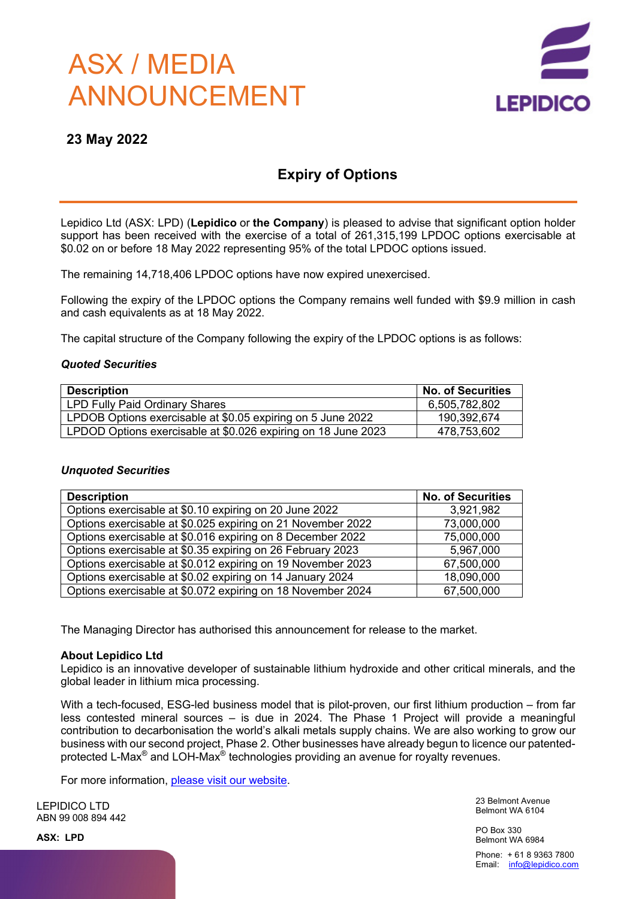# ASX / MEDIA ANNOUNCEMENT

**23 May 2022**

## Expiry of Options

Lepidico Ltd (ASX: LPD) (**Lepidico** or **the Company**) is pleased to advise that significant option holder support has been received with the exercise of a total of 261,315,199 LPDOC options exercisable at $0.02 on or before 18 May 2022 representing 95% of the total LPDOC options issued.

The remaining 14,718,406 LPDOC options have now expired unexercised.

Following the expiry of the LPDOC options the Company remains well funded with $9.9 million in cash and cash equivalents as at 18 May 2022.

The capital structure of the Company following the expiry of the LPDOC options is as follows:

***Quoted Securities***

| Description | No. of Securities |
|---|---|
| LPD Fully Paid Ordinary Shares | 6,505,782,802 |
| LPDOB Options exercisable at $0.05 expiring on 5 June 2022 | 190,392,674 |
| LPDOD Options exercisable at $0.026 expiring on 18 June 2023 | 478,753,602 |

***Unquoted Securities***

| Description | No. of Securities |
|---|---|
| Options exercisable at $0.10 expiring on 20 June 2022 | 3,921,982 |
| Options exercisable at $0.025 expiring on 21 November 2022 | 73,000,000 |
| Options exercisable at $0.016 expiring on 8 December 2022 | 75,000,000 |
| Options exercisable at $0.35 expiring on 26 February 2023 | 5,967,000 |
| Options exercisable at $0.012 expiring on 19 November 2023 | 67,500,000 |
| Options exercisable at $0.02 expiring on 14 January 2024 | 18,090,000 |
| Options exercisable at $0.072 expiring on 18 November 2024 | 67,500,000 |

The Managing Director has authorised this announcement for release to the market.

**About Lepidico Ltd**

Lepidico is an innovative developer of sustainable lithium hydroxide and other critical minerals, and the global leader in lithium mica processing.

With a tech-focused, ESG-led business model that is pilot-proven, our first lithium production – from far less contested mineral sources – is due in 2024. The Phase 1 Project will provide a meaningful contribution to decarbonisation the world's alkali metals supply chains. We are also working to grow our business with our second project, Phase 2. Other businesses have already begun to licence our patented-protected L-Max® and LOH-Max® technologies providing an avenue for royalty revenues.

For more information, please visit our website.

LEPIDICO LTD
ABN 99 008 894 442

**ASX: LPD**

23 Belmont Avenue
Belmont WA 6104

PO Box 330
Belmont WA 6984

Phone: + 61 8 9363 7800
Email: info@lepidico.com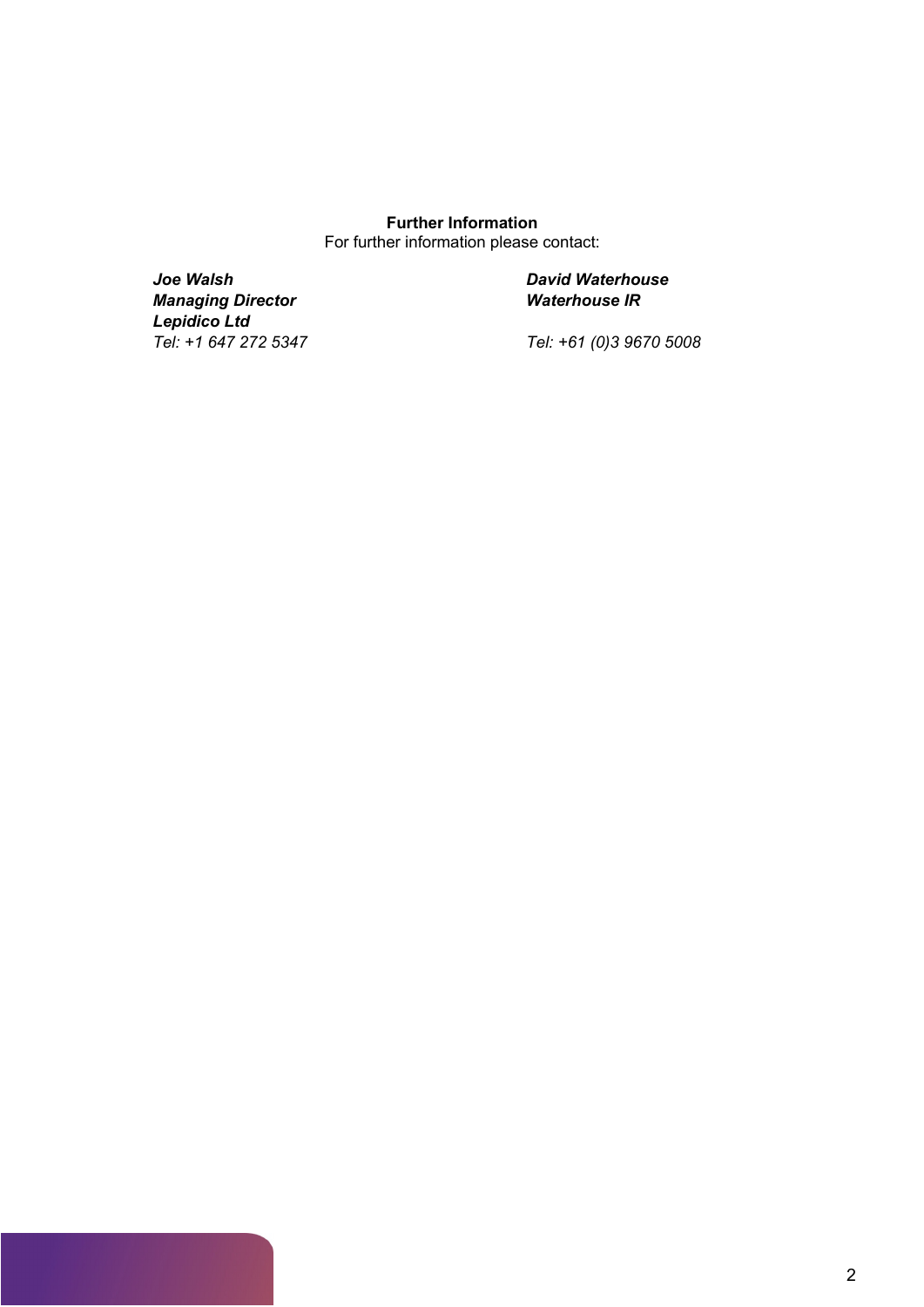**Further Information**

For further information please contact:

***Joe Walsh***
***Managing Director***
***Lepidico Ltd***
*Tel: +1 647 272 5347*

***David Waterhouse***
***Waterhouse IR***

*Tel: +61 (0)3 9670 5008*